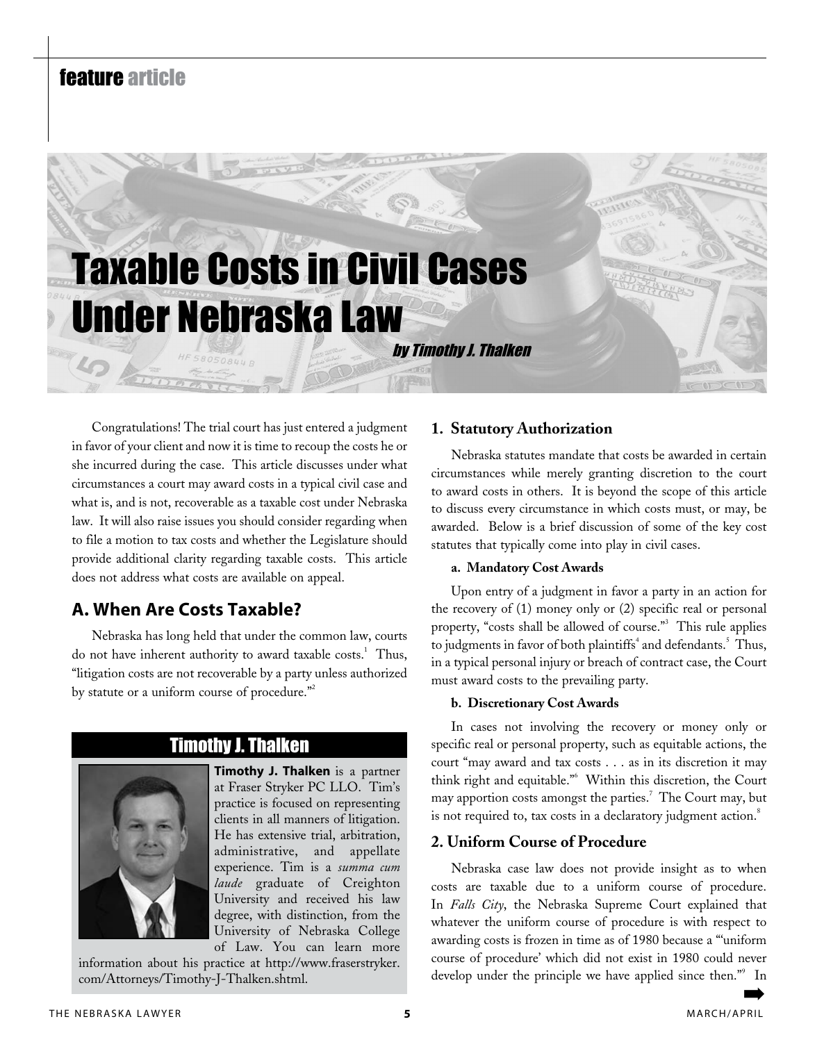feature article

# Taxable Costs in Civil Cases Under Nebraska Law

*by Timothy J. Thalken*

Congratulations! The trial court has just entered a judgment in favor of your client and now it is time to recoup the costs he or she incurred during the case. This article discusses under what circumstances a court may award costs in a typical civil case and what is, and is not, recoverable as a taxable cost under Nebraska law. It will also raise issues you should consider regarding when to file a motion to tax costs and whether the Legislature should provide additional clarity regarding taxable costs. This article does not address what costs are available on appeal.

## A. When Are Costs Taxable?

Nebraska has long held that under the common law, courts do not have inherent authority to award taxable costs.[1] Thus, "litigation costs are not recoverable by a party unless authorized by statute or a uniform course of procedure."[2]

> **Timothy J. Thalken**
>
> **Timothy J. Thalken** is a partner at Fraser Stryker PC LLO. Tim's practice is focused on representing clients in all manners of litigation. He has extensive trial, arbitration, administrative, and appellate experience. Tim is a *summa cum laude* graduate of Creighton University and received his law degree, with distinction, from the University of Nebraska College of Law. You can learn more information about his practice at http://www.fraserstryker.com/Attorneys/Timothy-J-Thalken.shtml.

### 1. Statutory Authorization

Nebraska statutes mandate that costs be awarded in certain circumstances while merely granting discretion to the court to award costs in others. It is beyond the scope of this article to discuss every circumstance in which costs must, or may, be awarded. Below is a brief discussion of some of the key cost statutes that typically come into play in civil cases.

#### a. Mandatory Cost Awards

Upon entry of a judgment in favor a party in an action for the recovery of (1) money only or (2) specific real or personal property, "costs shall be allowed of course."[3] This rule applies to judgments in favor of both plaintiffs[4] and defendants.[5] Thus, in a typical personal injury or breach of contract case, the Court must award costs to the prevailing party.

#### b. Discretionary Cost Awards

In cases not involving the recovery or money only or specific real or personal property, such as equitable actions, the court "may award and tax costs . . . as in its discretion it may think right and equitable."[6] Within this discretion, the Court may apportion costs amongst the parties.[7] The Court may, but is not required to, tax costs in a declaratory judgment action.[8]

### 2. Uniform Course of Procedure

Nebraska case law does not provide insight as to when costs are taxable due to a uniform course of procedure. In *Falls City*, the Nebraska Supreme Court explained that whatever the uniform course of procedure is with respect to awarding costs is frozen in time as of 1980 because a "'uniform course of procedure' which did not exist in 1980 could never develop under the principle we have applied since then."[9] In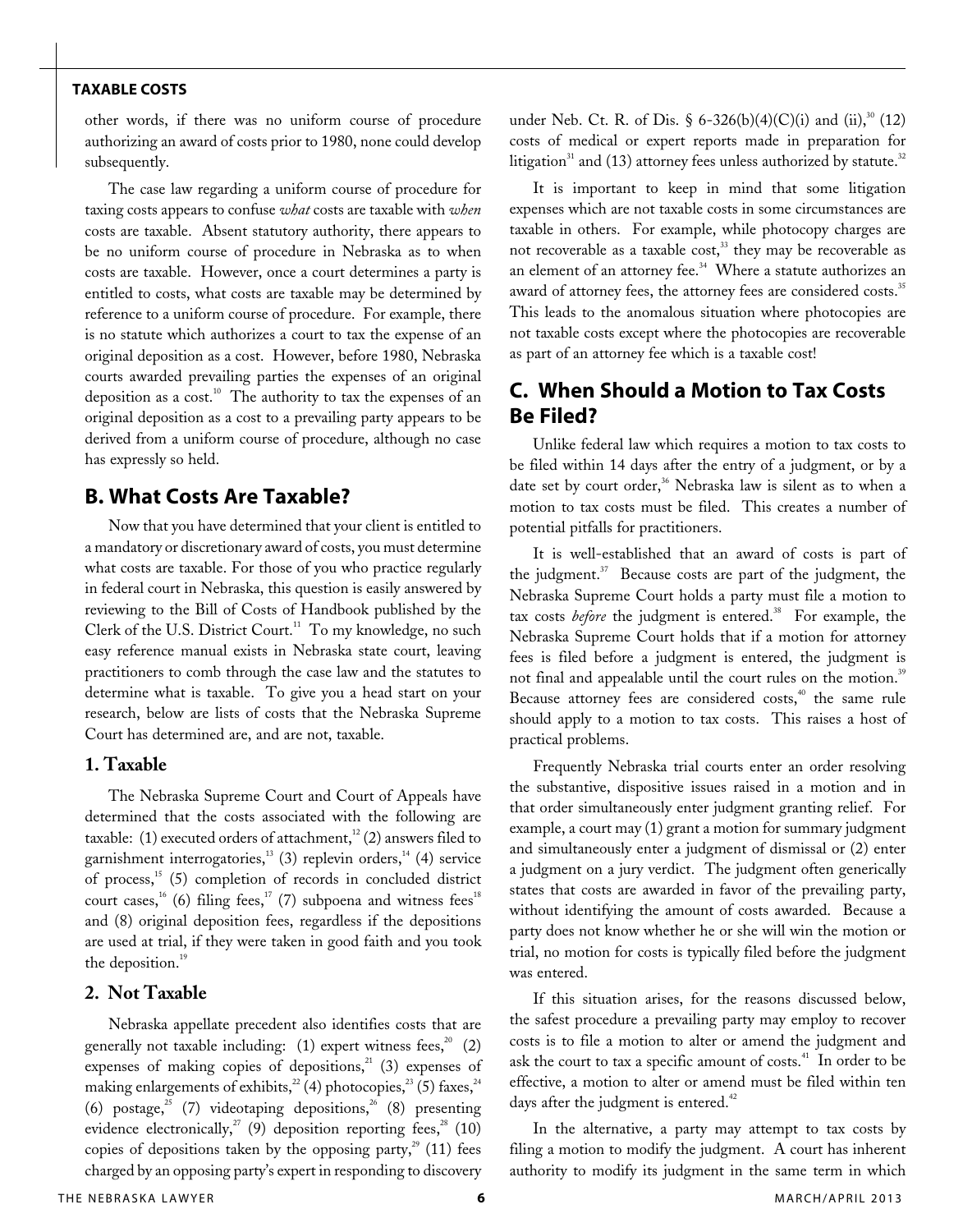other words, if there was no uniform course of procedure authorizing an award of costs prior to 1980, none could develop subsequently.

The case law regarding a uniform course of procedure for taxing costs appears to confuse *what* costs are taxable with *when* costs are taxable. Absent statutory authority, there appears to be no uniform course of procedure in Nebraska as to when costs are taxable. However, once a court determines a party is entitled to costs, what costs are taxable may be determined by reference to a uniform course of procedure. For example, there is no statute which authorizes a court to tax the expense of an original deposition as a cost. However, before 1980, Nebraska courts awarded prevailing parties the expenses of an original deposition as a cost.[10] The authority to tax the expenses of an original deposition as a cost to a prevailing party appears to be derived from a uniform course of procedure, although no case has expressly so held.

## B. What Costs Are Taxable?

Now that you have determined that your client is entitled to a mandatory or discretionary award of costs, you must determine what costs are taxable. For those of you who practice regularly in federal court in Nebraska, this question is easily answered by reviewing to the Bill of Costs of Handbook published by the Clerk of the U.S. District Court.[11] To my knowledge, no such easy reference manual exists in Nebraska state court, leaving practitioners to comb through the case law and the statutes to determine what is taxable. To give you a head start on your research, below are lists of costs that the Nebraska Supreme Court has determined are, and are not, taxable.

### 1. Taxable

The Nebraska Supreme Court and Court of Appeals have determined that the costs associated with the following are taxable: (1) executed orders of attachment,[12] (2) answers filed to garnishment interrogatories,[13] (3) replevin orders,[14] (4) service of process,[15] (5) completion of records in concluded district court cases,[16] (6) filing fees,[17] (7) subpoena and witness fees[18] and (8) original deposition fees, regardless if the depositions are used at trial, if they were taken in good faith and you took the deposition.[19]

### 2. Not Taxable

Nebraska appellate precedent also identifies costs that are generally not taxable including: (1) expert witness fees,[20] (2) expenses of making copies of depositions,[21] (3) expenses of making enlargements of exhibits,[22] (4) photocopies,[23] (5) faxes,[24] (6) postage,[25] (7) videotaping depositions,[26] (8) presenting evidence electronically,[27] (9) deposition reporting fees,[28] (10) copies of depositions taken by the opposing party,[29] (11) fees charged by an opposing party's expert in responding to discovery under Neb. Ct. R. of Dis. § 6-326(b)(4)(C)(i) and (ii),[30] (12) costs of medical or expert reports made in preparation for litigation[31] and (13) attorney fees unless authorized by statute.[32]

It is important to keep in mind that some litigation expenses which are not taxable costs in some circumstances are taxable in others. For example, while photocopy charges are not recoverable as a taxable cost,[33] they may be recoverable as an element of an attorney fee.[34] Where a statute authorizes an award of attorney fees, the attorney fees are considered costs.[35] This leads to the anomalous situation where photocopies are not taxable costs except where the photocopies are recoverable as part of an attorney fee which is a taxable cost!

## C. When Should a Motion to Tax Costs Be Filed?

Unlike federal law which requires a motion to tax costs to be filed within 14 days after the entry of a judgment, or by a date set by court order,[36] Nebraska law is silent as to when a motion to tax costs must be filed. This creates a number of potential pitfalls for practitioners.

It is well-established that an award of costs is part of the judgment.[37] Because costs are part of the judgment, the Nebraska Supreme Court holds a party must file a motion to tax costs *before* the judgment is entered.[38] For example, the Nebraska Supreme Court holds that if a motion for attorney fees is filed before a judgment is entered, the judgment is not final and appealable until the court rules on the motion.[39] Because attorney fees are considered costs,[40] the same rule should apply to a motion to tax costs. This raises a host of practical problems.

Frequently Nebraska trial courts enter an order resolving the substantive, dispositive issues raised in a motion and in that order simultaneously enter judgment granting relief. For example, a court may (1) grant a motion for summary judgment and simultaneously enter a judgment of dismissal or (2) enter a judgment on a jury verdict. The judgment often generically states that costs are awarded in favor of the prevailing party, without identifying the amount of costs awarded. Because a party does not know whether he or she will win the motion or trial, no motion for costs is typically filed before the judgment was entered.

If this situation arises, for the reasons discussed below, the safest procedure a prevailing party may employ to recover costs is to file a motion to alter or amend the judgment and ask the court to tax a specific amount of costs.[41] In order to be effective, a motion to alter or amend must be filed within ten days after the judgment is entered.[42]

In the alternative, a party may attempt to tax costs by filing a motion to modify the judgment. A court has inherent authority to modify its judgment in the same term in which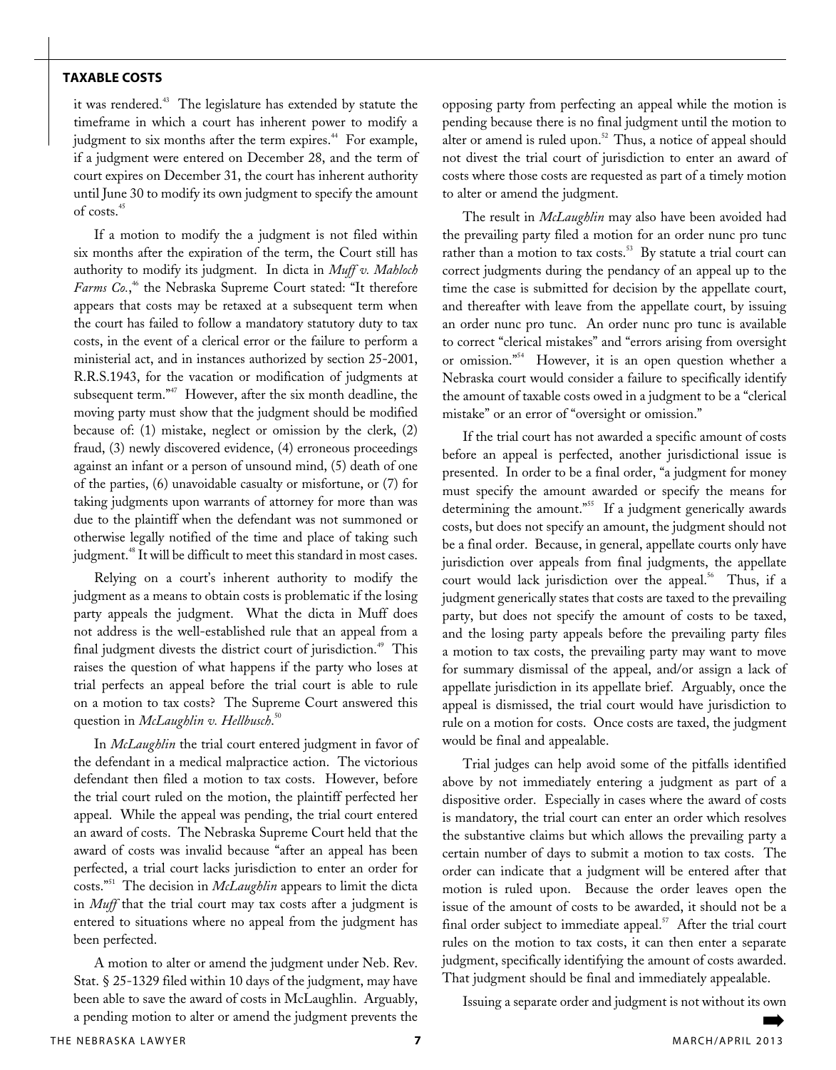it was rendered.[43] The legislature has extended by statute the timeframe in which a court has inherent power to modify a judgment to six months after the term expires.[44] For example, if a judgment were entered on December 28, and the term of court expires on December 31, the court has inherent authority until June 30 to modify its own judgment to specify the amount of costs.[45]

If a motion to modify the a judgment is not filed within six months after the expiration of the term, the Court still has authority to modify its judgment. In dicta in *Muff v. Mahloch Farms Co.*,[46] the Nebraska Supreme Court stated: "It therefore appears that costs may be retaxed at a subsequent term when the court has failed to follow a mandatory statutory duty to tax costs, in the event of a clerical error or the failure to perform a ministerial act, and in instances authorized by section 25-2001, R.R.S.1943, for the vacation or modification of judgments at subsequent term."[47] However, after the six month deadline, the moving party must show that the judgment should be modified because of: (1) mistake, neglect or omission by the clerk, (2) fraud, (3) newly discovered evidence, (4) erroneous proceedings against an infant or a person of unsound mind, (5) death of one of the parties, (6) unavoidable casualty or misfortune, or (7) for taking judgments upon warrants of attorney for more than was due to the plaintiff when the defendant was not summoned or otherwise legally notified of the time and place of taking such judgment.[48] It will be difficult to meet this standard in most cases.

Relying on a court's inherent authority to modify the judgment as a means to obtain costs is problematic if the losing party appeals the judgment. What the dicta in Muff does not address is the well-established rule that an appeal from a final judgment divests the district court of jurisdiction.[49] This raises the question of what happens if the party who loses at trial perfects an appeal before the trial court is able to rule on a motion to tax costs? The Supreme Court answered this question in *McLaughlin v. Hellbusch*.[50]

In *McLaughlin* the trial court entered judgment in favor of the defendant in a medical malpractice action. The victorious defendant then filed a motion to tax costs. However, before the trial court ruled on the motion, the plaintiff perfected her appeal. While the appeal was pending, the trial court entered an award of costs. The Nebraska Supreme Court held that the award of costs was invalid because "after an appeal has been perfected, a trial court lacks jurisdiction to enter an order for costs."[51] The decision in *McLaughlin* appears to limit the dicta in *Muff* that the trial court may tax costs after a judgment is entered to situations where no appeal from the judgment has been perfected.

A motion to alter or amend the judgment under Neb. Rev. Stat. § 25-1329 filed within 10 days of the judgment, may have been able to save the award of costs in McLaughlin. Arguably, a pending motion to alter or amend the judgment prevents the opposing party from perfecting an appeal while the motion is pending because there is no final judgment until the motion to alter or amend is ruled upon.[52] Thus, a notice of appeal should not divest the trial court of jurisdiction to enter an award of costs where those costs are requested as part of a timely motion to alter or amend the judgment.

The result in *McLaughlin* may also have been avoided had the prevailing party filed a motion for an order nunc pro tunc rather than a motion to tax costs.[53] By statute a trial court can correct judgments during the pendancy of an appeal up to the time the case is submitted for decision by the appellate court, and thereafter with leave from the appellate court, by issuing an order nunc pro tunc. An order nunc pro tunc is available to correct "clerical mistakes" and "errors arising from oversight or omission."[54] However, it is an open question whether a Nebraska court would consider a failure to specifically identify the amount of taxable costs owed in a judgment to be a "clerical mistake" or an error of "oversight or omission."

If the trial court has not awarded a specific amount of costs before an appeal is perfected, another jurisdictional issue is presented. In order to be a final order, "a judgment for money must specify the amount awarded or specify the means for determining the amount."[55] If a judgment generically awards costs, but does not specify an amount, the judgment should not be a final order. Because, in general, appellate courts only have jurisdiction over appeals from final judgments, the appellate court would lack jurisdiction over the appeal.[56] Thus, if a judgment generically states that costs are taxed to the prevailing party, but does not specify the amount of costs to be taxed, and the losing party appeals before the prevailing party files a motion to tax costs, the prevailing party may want to move for summary dismissal of the appeal, and/or assign a lack of appellate jurisdiction in its appellate brief. Arguably, once the appeal is dismissed, the trial court would have jurisdiction to rule on a motion for costs. Once costs are taxed, the judgment would be final and appealable.

Trial judges can help avoid some of the pitfalls identified above by not immediately entering a judgment as part of a dispositive order. Especially in cases where the award of costs is mandatory, the trial court can enter an order which resolves the substantive claims but which allows the prevailing party a certain number of days to submit a motion to tax costs. The order can indicate that a judgment will be entered after that motion is ruled upon. Because the order leaves open the issue of the amount of costs to be awarded, it should not be a final order subject to immediate appeal.[57] After the trial court rules on the motion to tax costs, it can then enter a separate judgment, specifically identifying the amount of costs awarded. That judgment should be final and immediately appealable.

Issuing a separate order and judgment is not without its own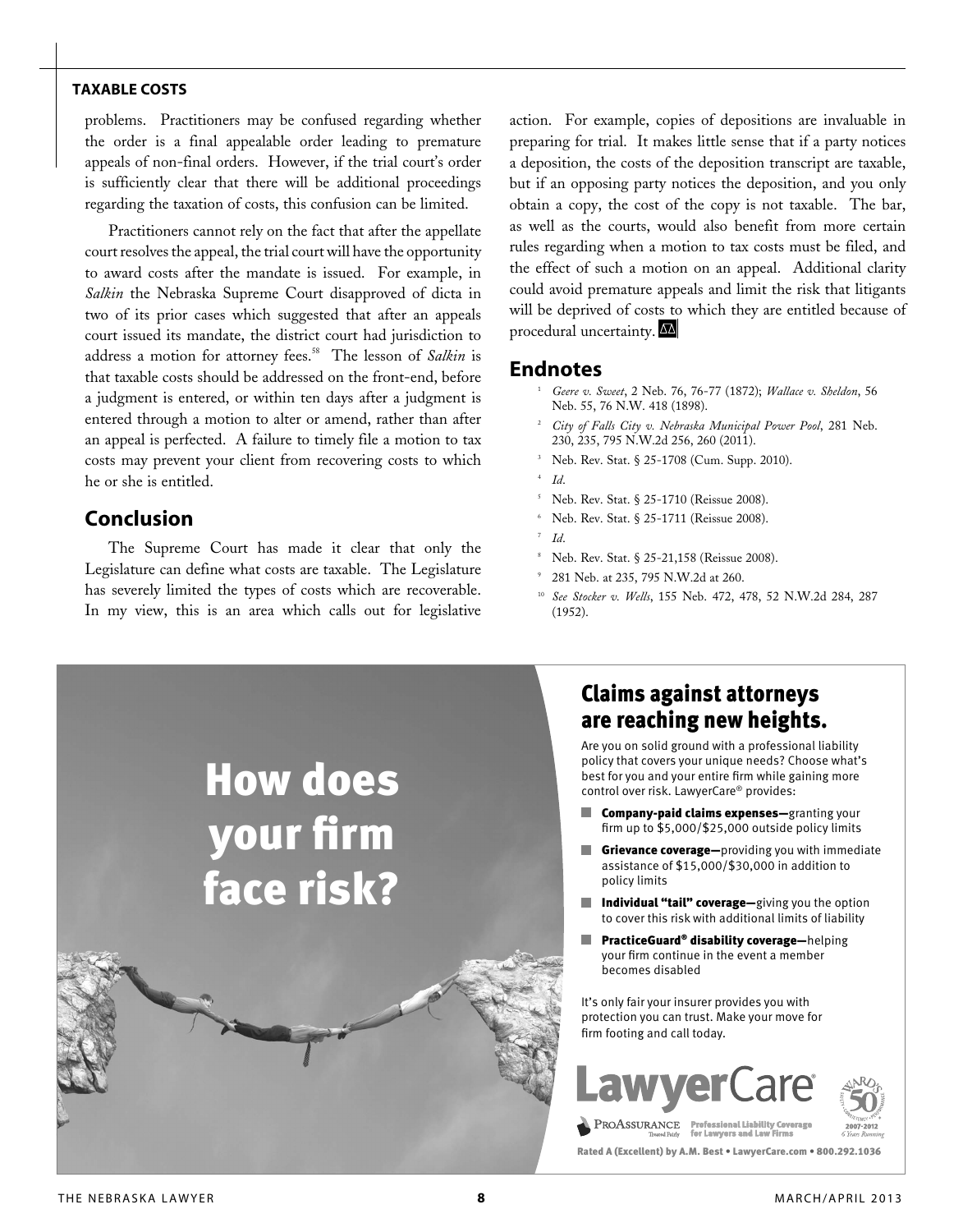problems. Practitioners may be confused regarding whether the order is a final appealable order leading to premature appeals of non-final orders. However, if the trial court's order is sufficiently clear that there will be additional proceedings regarding the taxation of costs, this confusion can be limited.

Practitioners cannot rely on the fact that after the appellate court resolves the appeal, the trial court will have the opportunity to award costs after the mandate is issued. For example, in *Salkin* the Nebraska Supreme Court disapproved of dicta in two of its prior cases which suggested that after an appeals court issued its mandate, the district court had jurisdiction to address a motion for attorney fees.[58] The lesson of *Salkin* is that taxable costs should be addressed on the front-end, before a judgment is entered, or within ten days after a judgment is entered through a motion to alter or amend, rather than after an appeal is perfected. A failure to timely file a motion to tax costs may prevent your client from recovering costs to which he or she is entitled.

## Conclusion

The Supreme Court has made it clear that only the Legislature can define what costs are taxable. The Legislature has severely limited the types of costs which are recoverable. In my view, this is an area which calls out for legislative action. For example, copies of depositions are invaluable in preparing for trial. It makes little sense that if a party notices a deposition, the costs of the deposition transcript are taxable, but if an opposing party notices the deposition, and you only obtain a copy, the cost of the copy is not taxable. The bar, as well as the courts, would also benefit from more certain rules regarding when a motion to tax costs must be filed, and the effect of such a motion on an appeal. Additional clarity could avoid premature appeals and limit the risk that litigants will be deprived of costs to which they are entitled because of procedural uncertainty.

## Endnotes

1. *Geere v. Sweet*, 2 Neb. 76, 76-77 (1872); *Wallace v. Sheldon*, 56 Neb. 55, 76 N.W. 418 (1898).
2. *City of Falls City v. Nebraska Municipal Power Pool*, 281 Neb. 230, 235, 795 N.W.2d 256, 260 (2011).
3. Neb. Rev. Stat. § 25-1708 (Cum. Supp. 2010).
4. *Id.*
5. Neb. Rev. Stat. § 25-1710 (Reissue 2008).
6. Neb. Rev. Stat. § 25-1711 (Reissue 2008).
7. *Id.*
8. Neb. Rev. Stat. § 25-21,158 (Reissue 2008).
9. 281 Neb. at 235, 795 N.W.2d at 260.
10. *See Stocker v. Wells*, 155 Neb. 472, 478, 52 N.W.2d 284, 287 (1952).

How does your firm face risk?

**Claims against attorneys are reaching new heights.**

Are you on solid ground with a professional liability policy that covers your unique needs? Choose what's best for you and your entire firm while gaining more control over risk. LawyerCare® provides:

- **Company-paid claims expenses—**granting your firm up to $5,000/$25,000 outside policy limits
- **Grievance coverage—**providing you with immediate assistance of $15,000/$30,000 in addition to policy limits
- **Individual "tail" coverage—**giving you the option to cover this risk with additional limits of liability
- **PracticeGuard® disability coverage—**helping your firm continue in the event a member becomes disabled

It's only fair your insurer provides you with protection you can trust. Make your move for firm footing and call today.

LawyerCare®

ProAssurance Treated Fairly — Professional Liability Coverage for Lawyers and Law Firms

Ward's 50 2007-2012 6 Years Running

Rated A (Excellent) by A.M. Best • LawyerCare.com • 800.292.1036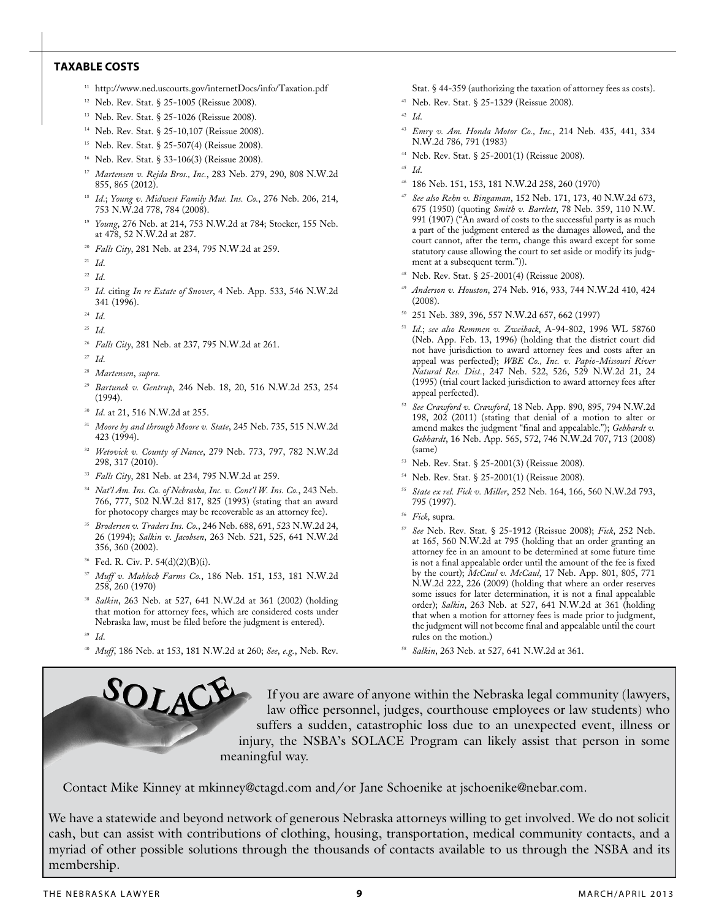## TAXABLE COSTS

[11] http://www.ned.uscourts.gov/internetDocs/info/Taxation.pdf

[12] Neb. Rev. Stat. § 25-1005 (Reissue 2008).

[13] Neb. Rev. Stat. § 25-1026 (Reissue 2008).

[14] Neb. Rev. Stat. § 25-10,107 (Reissue 2008).

[15] Neb. Rev. Stat. § 25-507(4) (Reissue 2008).

[16] Neb. Rev. Stat. § 33-106(3) (Reissue 2008).

[17] *Martensen v. Rejda Bros., Inc.*, 283 Neb. 279, 290, 808 N.W.2d 855, 865 (2012).

[18] *Id*.; *Young v. Midwest Family Mut. Ins. Co.*, 276 Neb. 206, 214, 753 N.W.2d 778, 784 (2008).

[19] *Young*, 276 Neb. at 214, 753 N.W.2d at 784; Stocker, 155 Neb. at 478, 52 N.W.2d at 287.

[20] *Falls City*, 281 Neb. at 234, 795 N.W.2d at 259.

[21] *Id*.

[22] *Id*.

[23] *Id*. citing *In re Estate of Snover*, 4 Neb. App. 533, 546 N.W.2d 341 (1996).

[24] *Id*.

[25] *Id*.

[26] *Falls City*, 281 Neb. at 237, 795 N.W.2d at 261.

[27] *Id*.

[28] *Martensen*, *supra*.

[29] *Bartunek v. Gentrup*, 246 Neb. 18, 20, 516 N.W.2d 253, 254 (1994).

[30] *Id*. at 21, 516 N.W.2d at 255.

[31] *Moore by and through Moore v. State*, 245 Neb. 735, 515 N.W.2d 423 (1994).

[32] *Wetovick v. County of Nance*, 279 Neb. 773, 797, 782 N.W.2d 298, 317 (2010).

[33] *Falls City*, 281 Neb. at 234, 795 N.W.2d at 259.

[34] *Nat'l Am. Ins. Co. of Nebraska, Inc. v. Cont'l W. Ins. Co.*, 243 Neb. 766, 777, 502 N.W.2d 817, 825 (1993) (stating that an award for photocopy charges may be recoverable as an attorney fee).

[35] *Brodersen v. Traders Ins. Co.*, 246 Neb. 688, 691, 523 N.W.2d 24, 26 (1994); *Salkin v. Jacobsen*, 263 Neb. 521, 525, 641 N.W.2d 356, 360 (2002).

[36] Fed. R. Civ. P. 54(d)(2)(B)(i).

[37] *Muff v. Mahloch Farms Co.*, 186 Neb. 151, 153, 181 N.W.2d 258, 260 (1970)

[38] *Salkin*, 263 Neb. at 527, 641 N.W.2d at 361 (2002) (holding that motion for attorney fees, which are considered costs under Nebraska law, must be filed before the judgment is entered).

[39] *Id*.

[40] *Muff*, 186 Neb. at 153, 181 N.W.2d at 260; *See*, *e.g.*, Neb. Rev. Stat. § 44-359 (authorizing the taxation of attorney fees as costs).

[41] Neb. Rev. Stat. § 25-1329 (Reissue 2008).

[42] *Id*.

[43] *Emry v. Am. Honda Motor Co., Inc.*, 214 Neb. 435, 441, 334 N.W.2d 786, 791 (1983)

[44] Neb. Rev. Stat. § 25-2001(1) (Reissue 2008).

[45] *Id*.

[46] 186 Neb. 151, 153, 181 N.W.2d 258, 260 (1970)

[47] *See also Rehn v. Bingaman*, 152 Neb. 171, 173, 40 N.W.2d 673, 675 (1950) (quoting *Smith v. Bartlett*, 78 Neb. 359, 110 N.W. 991 (1907) ("An award of costs to the successful party is as much a part of the judgment entered as the damages allowed, and the court cannot, after the term, change this award except for some statutory cause allowing the court to set aside or modify its judgment at a subsequent term.")).

[48] Neb. Rev. Stat. § 25-2001(4) (Reissue 2008).

[49] *Anderson v. Houston*, 274 Neb. 916, 933, 744 N.W.2d 410, 424 (2008).

[50] 251 Neb. 389, 396, 557 N.W.2d 657, 662 (1997)

[51] *Id*.; *see also Remmen v. Zweiback*, A-94-802, 1996 WL 58760 (Neb. App. Feb. 13, 1996) (holding that the district court did not have jurisdiction to award attorney fees and costs after an appeal was perfected); *WBE Co., Inc. v. Papio-Missouri River Natural Res. Dist.*, 247 Neb. 522, 526, 529 N.W.2d 21, 24 (1995) (trial court lacked jurisdiction to award attorney fees after appeal perfected).

[52] *See Crawford v. Crawford*, 18 Neb. App. 890, 895, 794 N.W.2d 198, 202 (2011) (stating that denial of a motion to alter or amend makes the judgment "final and appealable."); *Gebhardt v. Gebhardt*, 16 Neb. App. 565, 572, 746 N.W.2d 707, 713 (2008) (same)

[53] Neb. Rev. Stat. § 25-2001(3) (Reissue 2008).

[54] Neb. Rev. Stat. § 25-2001(1) (Reissue 2008).

[55] *State ex rel. Fick v. Miller*, 252 Neb. 164, 166, 560 N.W.2d 793, 795 (1997).

[56] *Fick*, supra.

[57] *See* Neb. Rev. Stat. § 25-1912 (Reissue 2008); *Fick*, 252 Neb. at 165, 560 N.W.2d at 795 (holding that an order granting an attorney fee in an amount to be determined at some future time is not a final appealable order until the amount of the fee is fixed by the court); *McCaul v. McCaul*, 17 Neb. App. 801, 805, 771 N.W.2d 222, 226 (2009) (holding that where an order reserves some issues for later determination, it is not a final appealable order); *Salkin*, 263 Neb. at 527, 641 N.W.2d at 361 (holding that when a motion for attorney fees is made prior to judgment, the judgment will not become final and appealable until the court rules on the motion.)

[58] *Salkin*, 263 Neb. at 527, 641 N.W.2d at 361.

---

**SOLACE**

If you are aware of anyone within the Nebraska legal community (lawyers, law office personnel, judges, courthouse employees or law students) who suffers a sudden, catastrophic loss due to an unexpected event, illness or injury, the NSBA's SOLACE Program can likely assist that person in some meaningful way.

Contact Mike Kinney at mkinney@ctagd.com and/or Jane Schoenike at jschoenike@nebar.com.

We have a statewide and beyond network of generous Nebraska attorneys willing to get involved. We do not solicit cash, but can assist with contributions of clothing, housing, transportation, medical community contacts, and a myriad of other possible solutions through the thousands of contacts available to us through the NSBA and its membership.